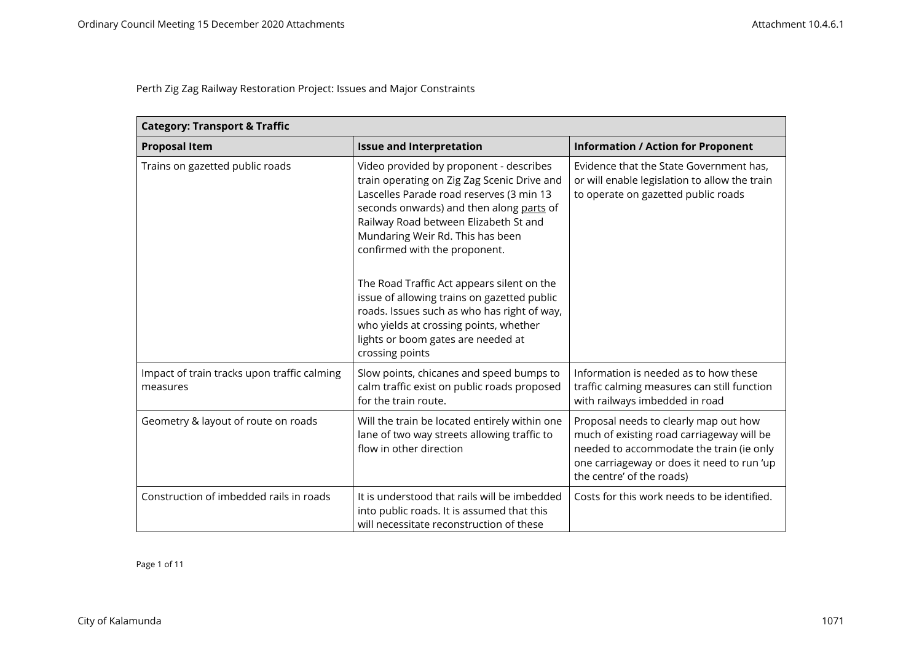Perth Zig Zag Railway Restoration Project: Issues and Major Constraints

| **Category: Transport & Traffic** | | |
|---|---|---|
| **Proposal Item** | **Issue and Interpretation** | **Information / Action for Proponent** |
| Trains on gazetted public roads | Video provided by proponent - describes train operating on Zig Zag Scenic Drive and Lascelles Parade road reserves (3 min 13 seconds onwards) and then along <u>parts</u> of Railway Road between Elizabeth St and Mundaring Weir Rd. This has been confirmed with the proponent.<br><br>The Road Traffic Act appears silent on the issue of allowing trains on gazetted public roads. Issues such as who has right of way, who yields at crossing points, whether lights or boom gates are needed at crossing points | Evidence that the State Government has, or will enable legislation to allow the train to operate on gazetted public roads |
| Impact of train tracks upon traffic calming measures | Slow points, chicanes and speed bumps to calm traffic exist on public roads proposed for the train route. | Information is needed as to how these traffic calming measures can still function with railways imbedded in road |
| Geometry & layout of route on roads | Will the train be located entirely within one lane of two way streets allowing traffic to flow in other direction | Proposal needs to clearly map out how much of existing road carriageway will be needed to accommodate the train (ie only one carriageway or does it need to run 'up the centre' of the roads) |
| Construction of imbedded rails in roads | It is understood that rails will be imbedded into public roads. It is assumed that this will necessitate reconstruction of these | Costs for this work needs to be identified. |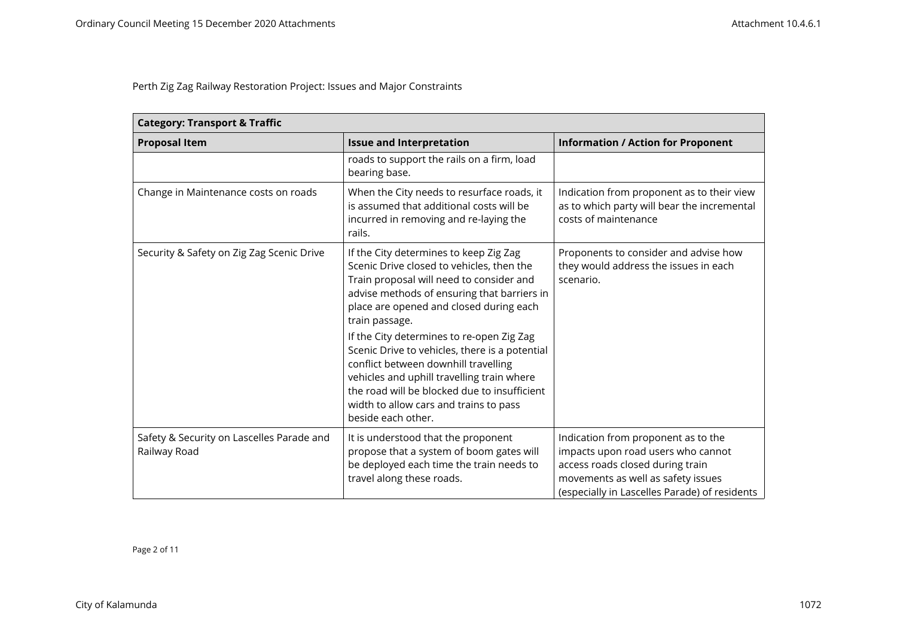Perth Zig Zag Railway Restoration Project: Issues and Major Constraints

| Category: Transport & Traffic | | |
|---|---|---|
| **Proposal Item** | **Issue and Interpretation** | **Information / Action for Proponent** |
| | roads to support the rails on a firm, load bearing base. | |
| Change in Maintenance costs on roads | When the City needs to resurface roads, it is assumed that additional costs will be incurred in removing and re-laying the rails. | Indication from proponent as to their view as to which party will bear the incremental costs of maintenance |
| Security & Safety on Zig Zag Scenic Drive | If the City determines to keep Zig Zag Scenic Drive closed to vehicles, then the Train proposal will need to consider and advise methods of ensuring that barriers in place are opened and closed during each train passage.<br><br>If the City determines to re-open Zig Zag Scenic Drive to vehicles, there is a potential conflict between downhill travelling vehicles and uphill travelling train where the road will be blocked due to insufficient width to allow cars and trains to pass beside each other. | Proponents to consider and advise how they would address the issues in each scenario. |
| Safety & Security on Lascelles Parade and Railway Road | It is understood that the proponent propose that a system of boom gates will be deployed each time the train needs to travel along these roads. | Indication from proponent as to the impacts upon road users who cannot access roads closed during train movements as well as safety issues (especially in Lascelles Parade) of residents |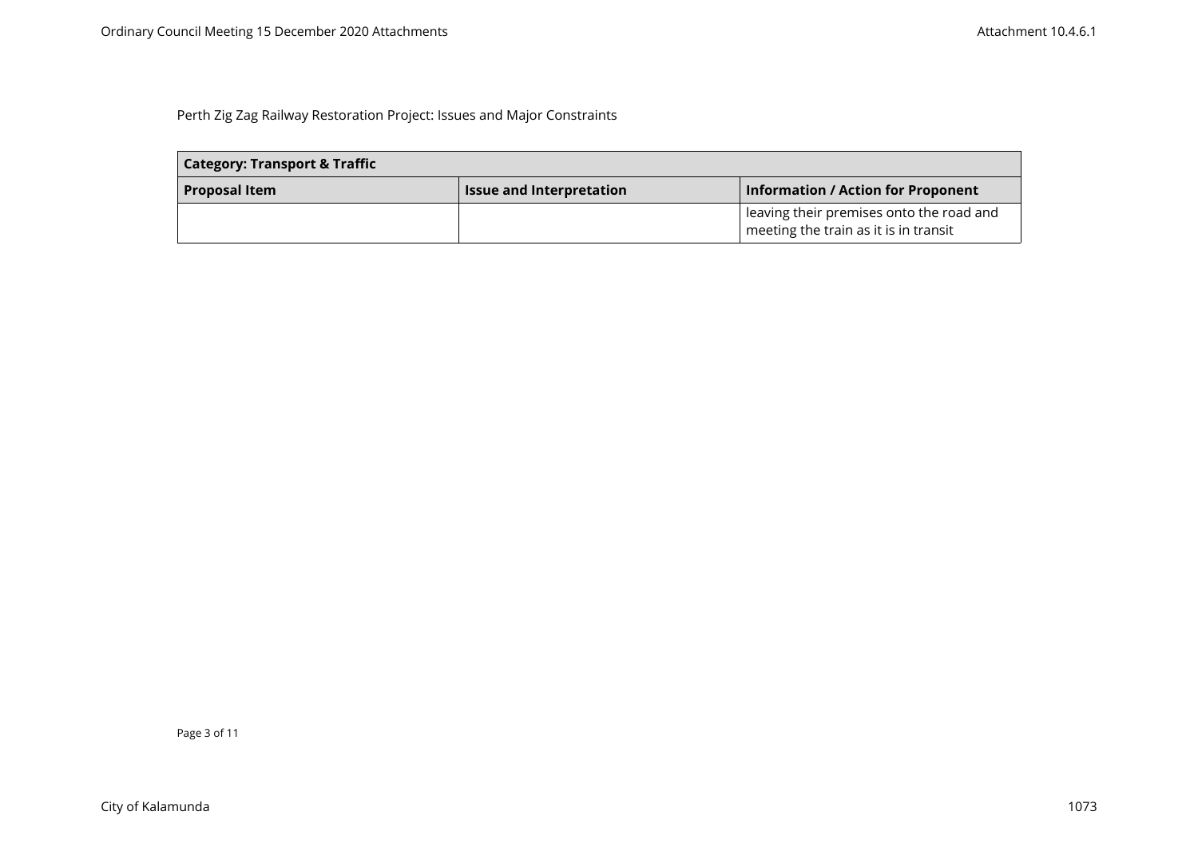Perth Zig Zag Railway Restoration Project: Issues and Major Constraints

| Category: Transport & Traffic | | |
|---|---|---|
| **Proposal Item** | **Issue and Interpretation** | **Information / Action for Proponent** |
| | | leaving their premises onto the road and meeting the train as it is in transit |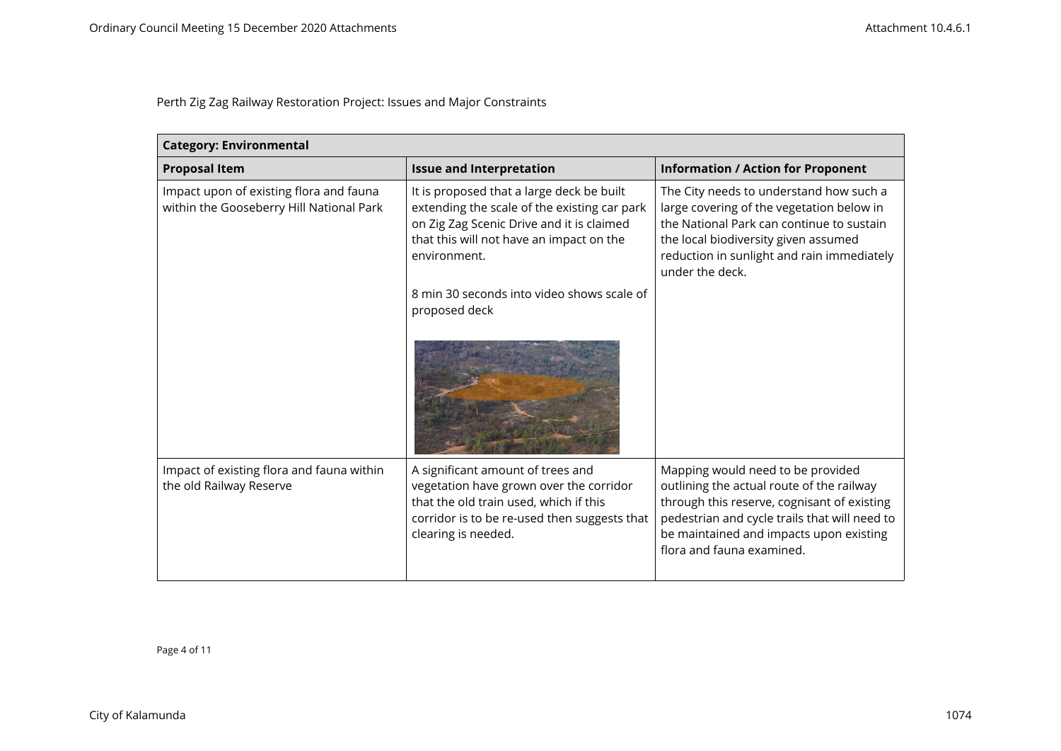Perth Zig Zag Railway Restoration Project: Issues and Major Constraints

| Category: Environmental | | |
|---|---|---|
| **Proposal Item** | **Issue and Interpretation** | **Information / Action for Proponent** |
| Impact upon of existing flora and fauna within the Gooseberry Hill National Park | It is proposed that a large deck be built extending the scale of the existing car park on Zig Zag Scenic Drive and it is claimed that this will not have an impact on the environment.<br><br>8 min 30 seconds into video shows scale of proposed deck | The City needs to understand how such a large covering of the vegetation below in the National Park can continue to sustain the local biodiversity given assumed reduction in sunlight and rain immediately under the deck. |
| Impact of existing flora and fauna within the old Railway Reserve | A significant amount of trees and vegetation have grown over the corridor that the old train used, which if this corridor is to be re-used then suggests that clearing is needed. | Mapping would need to be provided outlining the actual route of the railway through this reserve, cognisant of existing pedestrian and cycle trails that will need to be maintained and impacts upon existing flora and fauna examined. |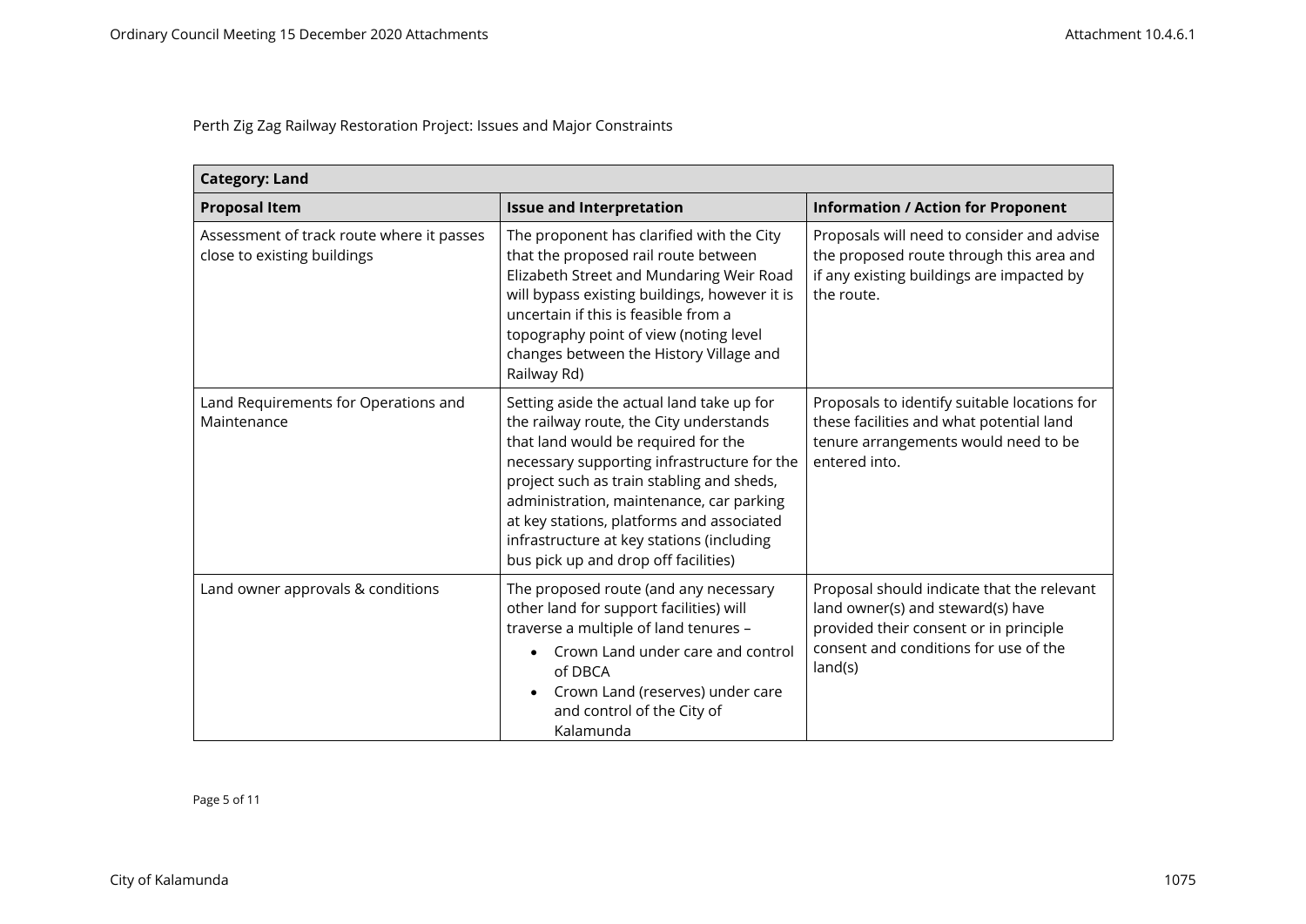Perth Zig Zag Railway Restoration Project: Issues and Major Constraints

| **Category: Land** | | |
|---|---|---|
| **Proposal Item** | **Issue and Interpretation** | **Information / Action for Proponent** |
| Assessment of track route where it passes close to existing buildings | The proponent has clarified with the City that the proposed rail route between Elizabeth Street and Mundaring Weir Road will bypass existing buildings, however it is uncertain if this is feasible from a topography point of view (noting level changes between the History Village and Railway Rd) | Proposals will need to consider and advise the proposed route through this area and if any existing buildings are impacted by the route. |
| Land Requirements for Operations and Maintenance | Setting aside the actual land take up for the railway route, the City understands that land would be required for the necessary supporting infrastructure for the project such as train stabling and sheds, administration, maintenance, car parking at key stations, platforms and associated infrastructure at key stations (including bus pick up and drop off facilities) | Proposals to identify suitable locations for these facilities and what potential land tenure arrangements would need to be entered into. |
| Land owner approvals & conditions | The proposed route (and any necessary other land for support facilities) will traverse a multiple of land tenures – <br>• Crown Land under care and control of DBCA <br>• Crown Land (reserves) under care and control of the City of Kalamunda | Proposal should indicate that the relevant land owner(s) and steward(s) have provided their consent or in principle consent and conditions for use of the land(s) |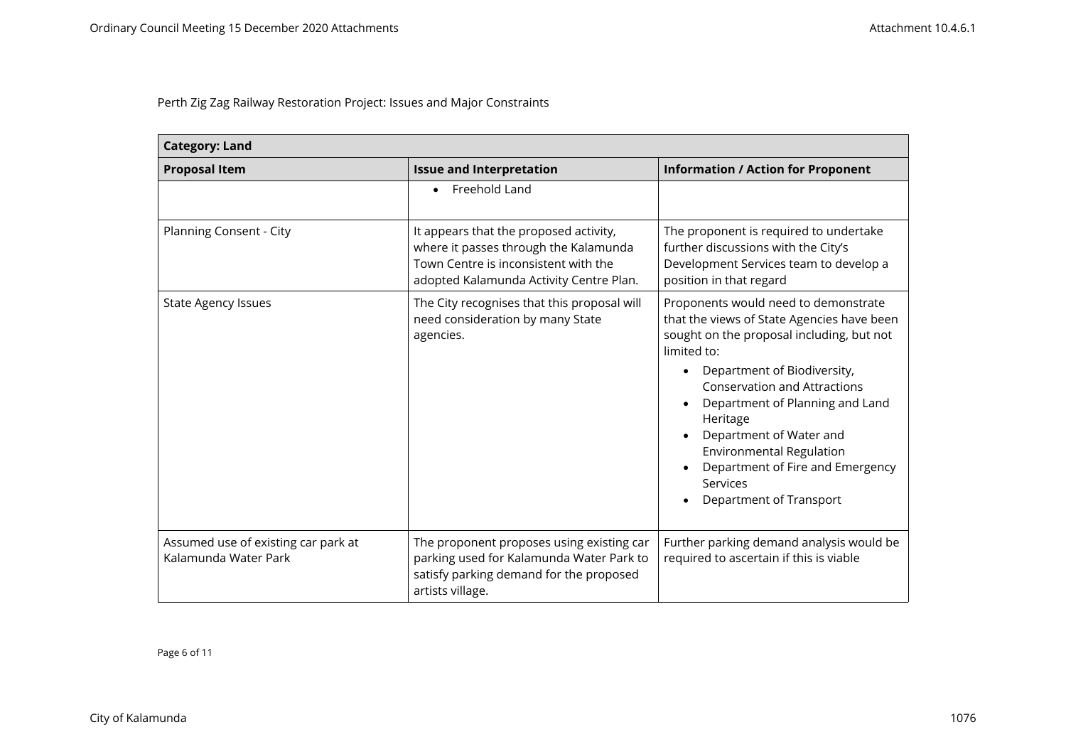Perth Zig Zag Railway Restoration Project: Issues and Major Constraints

| Category: Land | | |
| --- | --- | --- |
| **Proposal Item** | **Issue and Interpretation** | **Information / Action for Proponent** |
| | • Freehold Land | |
| Planning Consent - City | It appears that the proposed activity, where it passes through the Kalamunda Town Centre is inconsistent with the adopted Kalamunda Activity Centre Plan. | The proponent is required to undertake further discussions with the City's Development Services team to develop a position in that regard |
| State Agency Issues | The City recognises that this proposal will need consideration by many State agencies. | Proponents would need to demonstrate that the views of State Agencies have been sought on the proposal including, but not limited to:<br>• Department of Biodiversity, Conservation and Attractions<br>• Department of Planning and Land Heritage<br>• Department of Water and Environmental Regulation<br>• Department of Fire and Emergency Services<br>• Department of Transport |
| Assumed use of existing car park at Kalamunda Water Park | The proponent proposes using existing car parking used for Kalamunda Water Park to satisfy parking demand for the proposed artists village. | Further parking demand analysis would be required to ascertain if this is viable |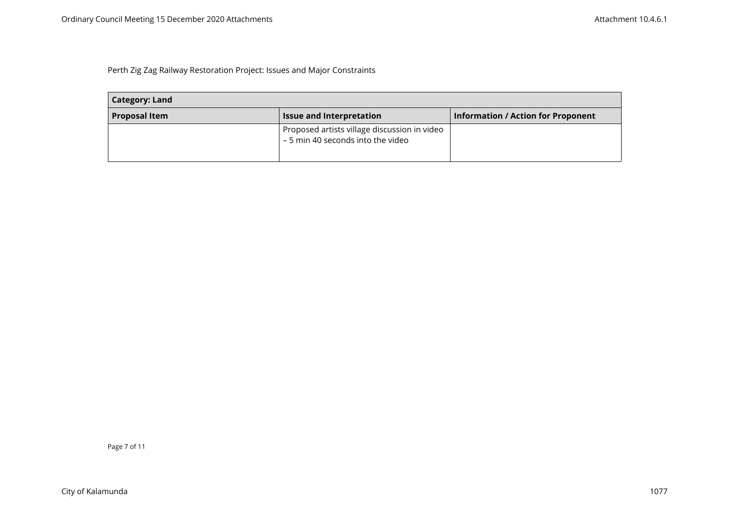Perth Zig Zag Railway Restoration Project: Issues and Major Constraints

| Category: Land | | |
|---|---|---|
| **Proposal Item** | **Issue and Interpretation** | **Information / Action for Proponent** |
| | Proposed artists village discussion in video – 5 min 40 seconds into the video | |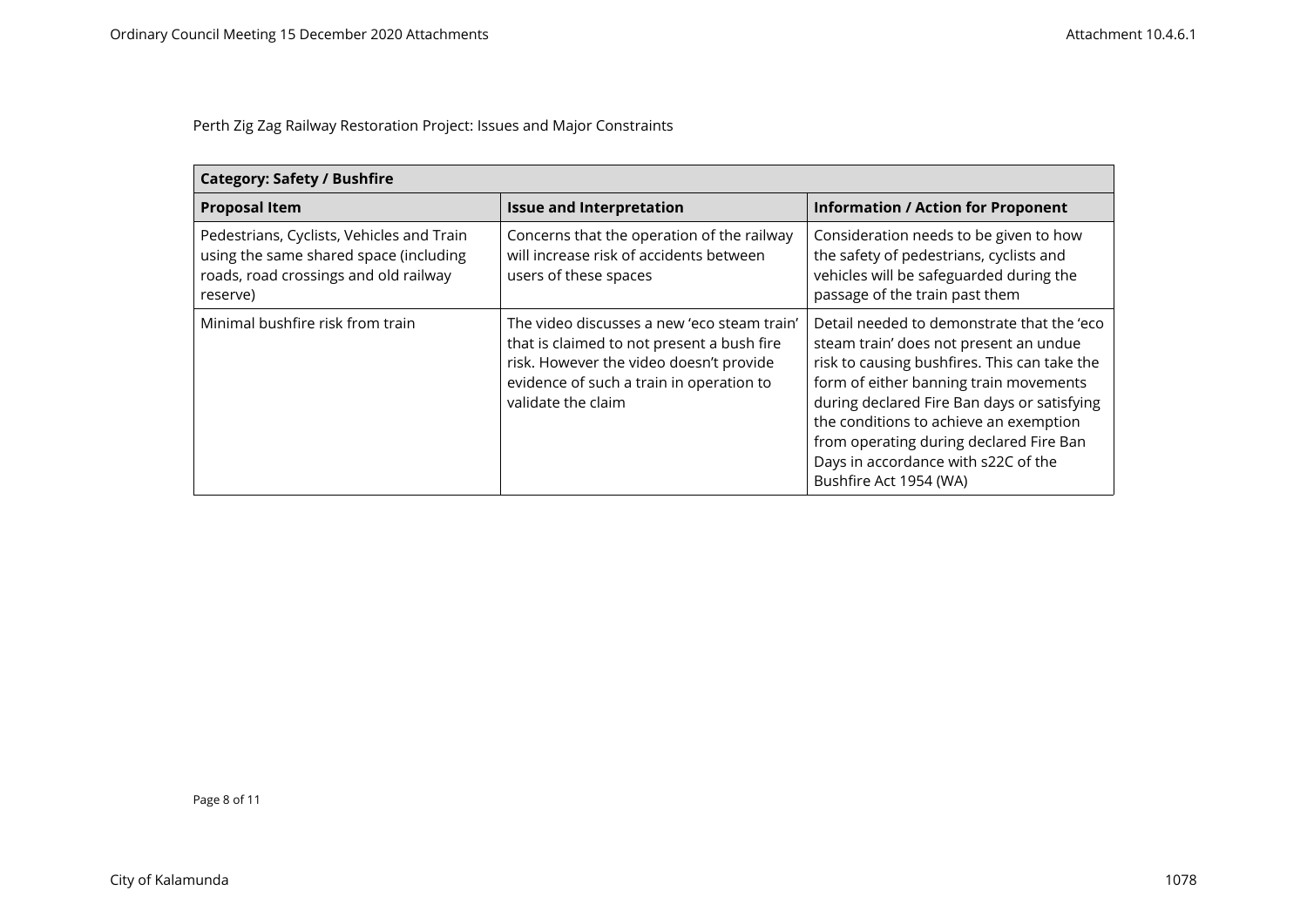Perth Zig Zag Railway Restoration Project: Issues and Major Constraints

| **Category: Safety / Bushfire** | | |
|---|---|---|
| **Proposal Item** | **Issue and Interpretation** | **Information / Action for Proponent** |
| Pedestrians, Cyclists, Vehicles and Train using the same shared space (including roads, road crossings and old railway reserve) | Concerns that the operation of the railway will increase risk of accidents between users of these spaces | Consideration needs to be given to how the safety of pedestrians, cyclists and vehicles will be safeguarded during the passage of the train past them |
| Minimal bushfire risk from train | The video discusses a new 'eco steam train' that is claimed to not present a bush fire risk. However the video doesn't provide evidence of such a train in operation to validate the claim | Detail needed to demonstrate that the 'eco steam train' does not present an undue risk to causing bushfires. This can take the form of either banning train movements during declared Fire Ban days or satisfying the conditions to achieve an exemption from operating during declared Fire Ban Days in accordance with s22C of the Bushfire Act 1954 (WA) |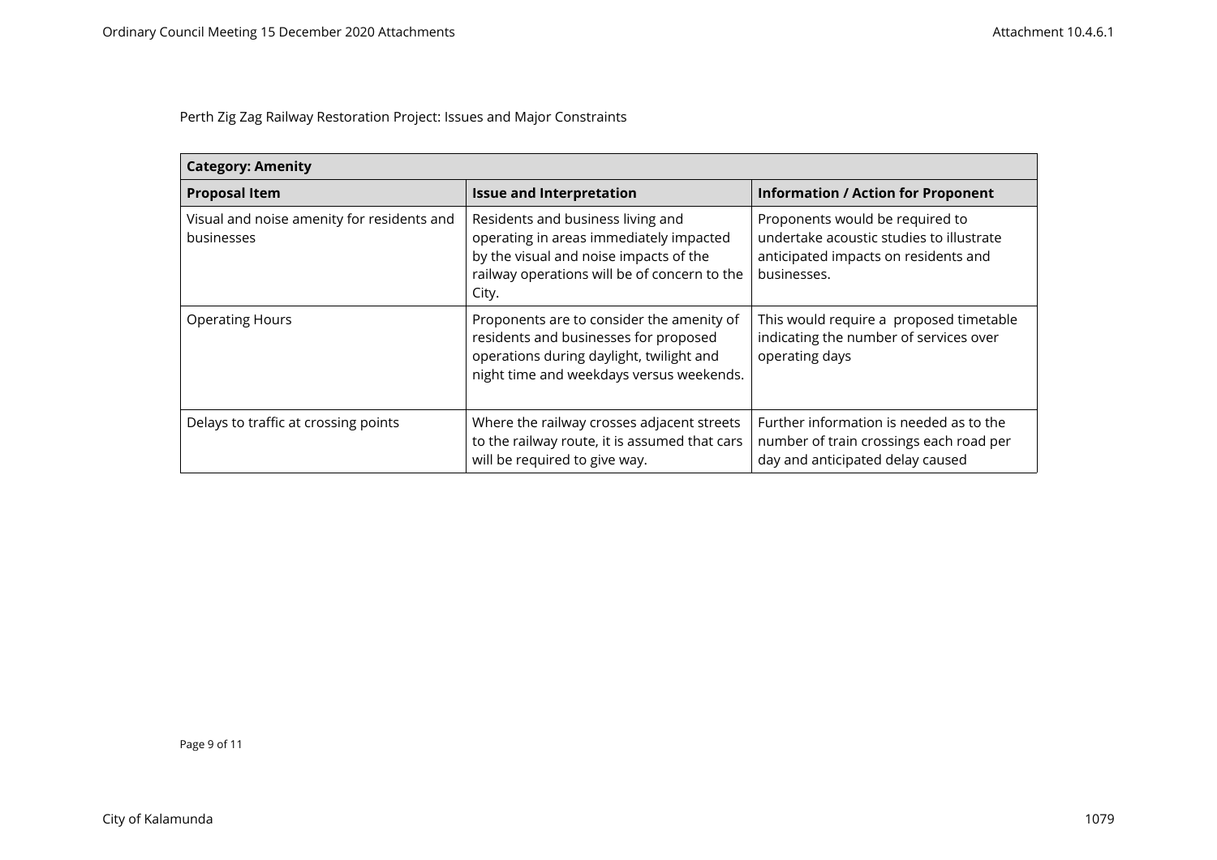Perth Zig Zag Railway Restoration Project: Issues and Major Constraints

| **Category: Amenity** | | |
|---|---|---|
| **Proposal Item** | **Issue and Interpretation** | **Information / Action for Proponent** |
| Visual and noise amenity for residents and businesses | Residents and business living and operating in areas immediately impacted by the visual and noise impacts of the railway operations will be of concern to the City. | Proponents would be required to undertake acoustic studies to illustrate anticipated impacts on residents and businesses. |
| Operating Hours | Proponents are to consider the amenity of residents and businesses for proposed operations during daylight, twilight and night time and weekdays versus weekends. | This would require a proposed timetable indicating the number of services over operating days |
| Delays to traffic at crossing points | Where the railway crosses adjacent streets to the railway route, it is assumed that cars will be required to give way. | Further information is needed as to the number of train crossings each road per day and anticipated delay caused |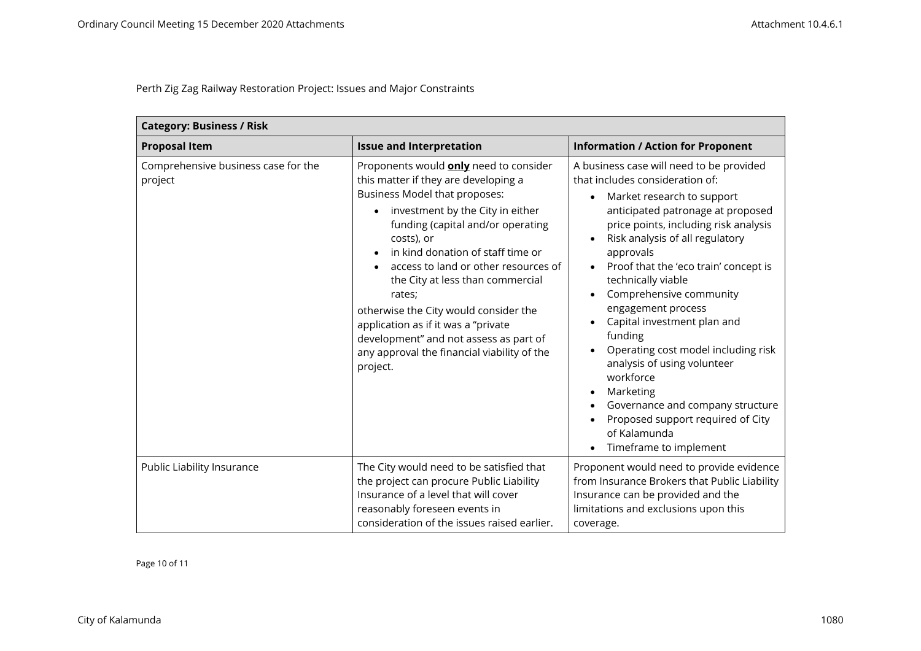Perth Zig Zag Railway Restoration Project: Issues and Major Constraints

| **Category: Business / Risk** | | |
|---|---|---|
| **Proposal Item** | **Issue and Interpretation** | **Information / Action for Proponent** |
| Comprehensive business case for the project | Proponents would **only** need to consider this matter if they are developing a Business Model that proposes:<br>• investment by the City in either funding (capital and/or operating costs), or<br>• in kind donation of staff time or<br>• access to land or other resources of the City at less than commercial rates;<br>otherwise the City would consider the application as if it was a "private development" and not assess as part of any approval the financial viability of the project. | A business case will need to be provided that includes consideration of:<br>• Market research to support anticipated patronage at proposed price points, including risk analysis<br>• Risk analysis of all regulatory approvals<br>• Proof that the 'eco train' concept is technically viable<br>• Comprehensive community engagement process<br>• Capital investment plan and funding<br>• Operating cost model including risk analysis of using volunteer workforce<br>• Marketing<br>• Governance and company structure<br>• Proposed support required of City of Kalamunda<br>• Timeframe to implement |
| Public Liability Insurance | The City would need to be satisfied that the project can procure Public Liability Insurance of a level that will cover reasonably foreseen events in consideration of the issues raised earlier. | Proponent would need to provide evidence from Insurance Brokers that Public Liability Insurance can be provided and the limitations and exclusions upon this coverage. |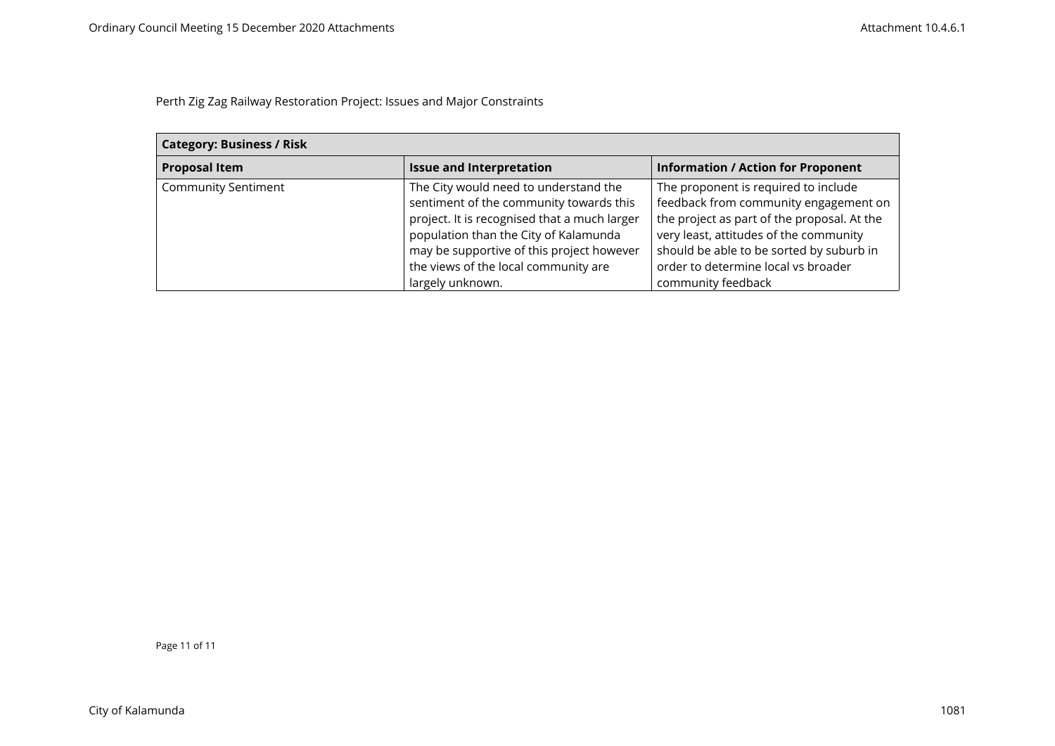Perth Zig Zag Railway Restoration Project: Issues and Major Constraints

| Category: Business / Risk | | |
|---|---|---|
| **Proposal Item** | **Issue and Interpretation** | **Information / Action for Proponent** |
| Community Sentiment | The City would need to understand the sentiment of the community towards this project. It is recognised that a much larger population than the City of Kalamunda may be supportive of this project however the views of the local community are largely unknown. | The proponent is required to include feedback from community engagement on the project as part of the proposal. At the very least, attitudes of the community should be able to be sorted by suburb in order to determine local vs broader community feedback |